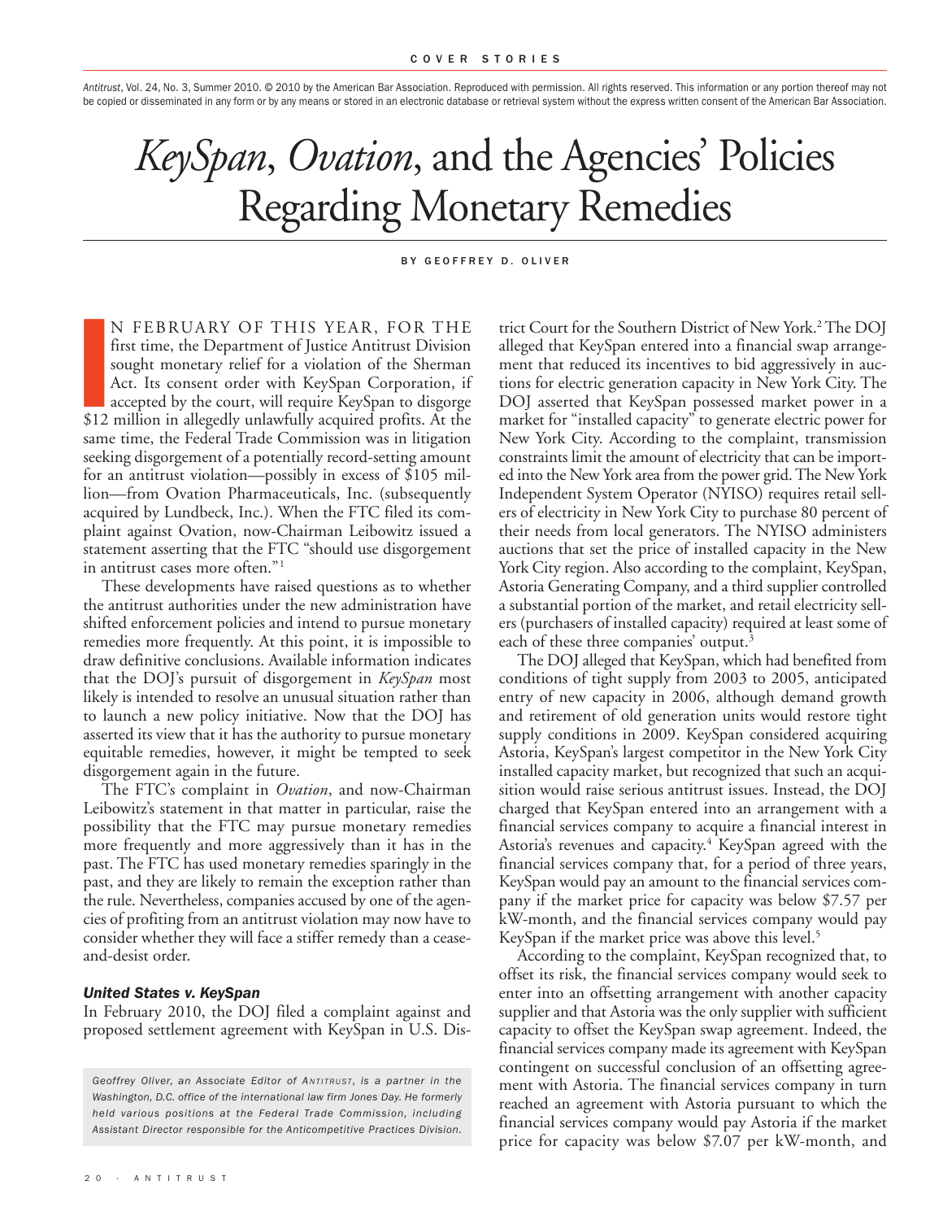Antitrust, Vol. 24, No. 3, Summer 2010. © 2010 by the American Bar Association. Reproduced with permission. All rights reserved. This information or any portion thereof may not be copied or disseminated in any form or by any means or stored in an electronic database or retrieval system without the express written consent of the American Bar Association.

# *KeySpan*, *Ovation*, and the Agencies' Policies Regarding Monetary Remedies

BY GEOFFREY D. OLIVER

IN FEBRUARY OF THIS YEAR, FOR THE first time, the Department of Justice Antitrust Division sought monetary relief for a violation of the Sherman Act. Its consent order with KeySpan Corporation, if accepted by the court, will require KeySpan to disgorge $12 million in allegedly unlawfully acquired profits. At the same time, the Federal Trade Commission was in litigation seeking disgorgement of a potentially record-setting amount for an antitrust violation—possibly in excess of $105 million—from Ovation Pharmaceuticals, Inc. (subsequently acquired by Lundbeck, Inc.). When the FTC filed its complaint against Ovation, now-Chairman Leibowitz issued a statement asserting that the FTC "should use disgorgement in antitrust cases more often."[1]

These developments have raised questions as to whether the antitrust authorities under the new administration have shifted enforcement policies and intend to pursue monetary remedies more frequently. At this point, it is impossible to draw definitive conclusions. Available information indicates that the DOJ's pursuit of disgorgement in *KeySpan* most likely is intended to resolve an unusual situation rather than to launch a new policy initiative. Now that the DOJ has asserted its view that it has the authority to pursue monetary equitable remedies, however, it might be tempted to seek disgorgement again in the future.

The FTC's complaint in *Ovation*, and now-Chairman Leibowitz's statement in that matter in particular, raise the possibility that the FTC may pursue monetary remedies more frequently and more aggressively than it has in the past. The FTC has used monetary remedies sparingly in the past, and they are likely to remain the exception rather than the rule. Nevertheless, companies accused by one of the agencies of profiting from an antitrust violation may now have to consider whether they will face a stiffer remedy than a cease-and-desist order.

### *United States v. KeySpan*

In February 2010, the DOJ filed a complaint against and proposed settlement agreement with KeySpan in U.S. District Court for the Southern District of New York.[2] The DOJ alleged that KeySpan entered into a financial swap arrangement that reduced its incentives to bid aggressively in auctions for electric generation capacity in New York City. The DOJ asserted that KeySpan possessed market power in a market for "installed capacity" to generate electric power for New York City. According to the complaint, transmission constraints limit the amount of electricity that can be imported into the New York area from the power grid. The New York Independent System Operator (NYISO) requires retail sellers of electricity in New York City to purchase 80 percent of their needs from local generators. The NYISO administers auctions that set the price of installed capacity in the New York City region. Also according to the complaint, KeySpan, Astoria Generating Company, and a third supplier controlled a substantial portion of the market, and retail electricity sellers (purchasers of installed capacity) required at least some of each of these three companies' output.[3]

The DOJ alleged that KeySpan, which had benefited from conditions of tight supply from 2003 to 2005, anticipated entry of new capacity in 2006, although demand growth and retirement of old generation units would restore tight supply conditions in 2009. KeySpan considered acquiring Astoria, KeySpan's largest competitor in the New York City installed capacity market, but recognized that such an acquisition would raise serious antitrust issues. Instead, the DOJ charged that KeySpan entered into an arrangement with a financial services company to acquire a financial interest in Astoria's revenues and capacity.[4] KeySpan agreed with the financial services company that, for a period of three years, KeySpan would pay an amount to the financial services company if the market price for capacity was below $7.57 per kW-month, and the financial services company would pay KeySpan if the market price was above this level.[5]

According to the complaint, KeySpan recognized that, to offset its risk, the financial services company would seek to enter into an offsetting arrangement with another capacity supplier and that Astoria was the only supplier with sufficient capacity to offset the KeySpan swap agreement. Indeed, the financial services company made its agreement with KeySpan contingent on successful conclusion of an offsetting agreement with Astoria. The financial services company in turn reached an agreement with Astoria pursuant to which the financial services company would pay Astoria if the market price for capacity was below $7.07 per kW-month, and

*Geoffrey Oliver, an Associate Editor of ANTITRUST, is a partner in the Washington, D.C. office of the international law firm Jones Day. He formerly held various positions at the Federal Trade Commission, including Assistant Director responsible for the Anticompetitive Practices Division.*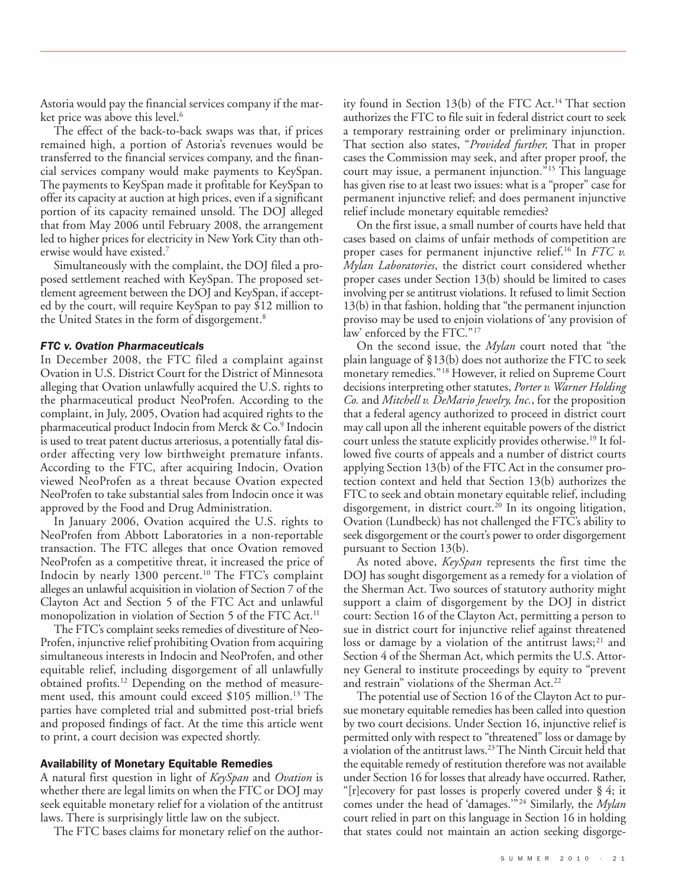Astoria would pay the financial services company if the market price was above this level.[6]

The effect of the back-to-back swaps was that, if prices remained high, a portion of Astoria's revenues would be transferred to the financial services company, and the financial services company would make payments to KeySpan. The payments to KeySpan made it profitable for KeySpan to offer its capacity at auction at high prices, even if a significant portion of its capacity remained unsold. The DOJ alleged that from May 2006 until February 2008, the arrangement led to higher prices for electricity in New York City than otherwise would have existed.[7]

Simultaneously with the complaint, the DOJ filed a proposed settlement reached with KeySpan. The proposed settlement agreement between the DOJ and KeySpan, if accepted by the court, will require KeySpan to pay $12 million to the United States in the form of disgorgement.[8]

### *FTC v. Ovation Pharmaceuticals*

In December 2008, the FTC filed a complaint against Ovation in U.S. District Court for the District of Minnesota alleging that Ovation unlawfully acquired the U.S. rights to the pharmaceutical product NeoProfen. According to the complaint, in July, 2005, Ovation had acquired rights to the pharmaceutical product Indocin from Merck & Co.[9] Indocin is used to treat patent ductus arteriosus, a potentially fatal disorder affecting very low birthweight premature infants. According to the FTC, after acquiring Indocin, Ovation viewed NeoProfen as a threat because Ovation expected NeoProfen to take substantial sales from Indocin once it was approved by the Food and Drug Administration.

In January 2006, Ovation acquired the U.S. rights to NeoProfen from Abbott Laboratories in a non-reportable transaction. The FTC alleges that once Ovation removed NeoProfen as a competitive threat, it increased the price of Indocin by nearly 1300 percent.[10] The FTC's complaint alleges an unlawful acquisition in violation of Section 7 of the Clayton Act and Section 5 of the FTC Act and unlawful monopolization in violation of Section 5 of the FTC Act.[11]

The FTC's complaint seeks remedies of divestiture of NeoProfen, injunctive relief prohibiting Ovation from acquiring simultaneous interests in Indocin and NeoProfen, and other equitable relief, including disgorgement of all unlawfully obtained profits.[12] Depending on the method of measurement used, this amount could exceed $105 million.[13] The parties have completed trial and submitted post-trial briefs and proposed findings of fact. At the time this article went to print, a court decision was expected shortly.

## Availability of Monetary Equitable Remedies

A natural first question in light of *KeySpan* and *Ovation* is whether there are legal limits on when the FTC or DOJ may seek equitable monetary relief for a violation of the antitrust laws. There is surprisingly little law on the subject.

The FTC bases claims for monetary relief on the authority found in Section 13(b) of the FTC Act.[14] That section authorizes the FTC to file suit in federal district court to seek a temporary restraining order or preliminary injunction. That section also states, "*Provided further,* That in proper cases the Commission may seek, and after proper proof, the court may issue, a permanent injunction."[15] This language has given rise to at least two issues: what is a "proper" case for permanent injunctive relief; and does permanent injunctive relief include monetary equitable remedies?

On the first issue, a small number of courts have held that cases based on claims of unfair methods of competition are proper cases for permanent injunctive relief.[16] In *FTC v. Mylan Laboratories*, the district court considered whether proper cases under Section 13(b) should be limited to cases involving per se antitrust violations. It refused to limit Section 13(b) in that fashion, holding that "the permanent injunction proviso may be used to enjoin violations of 'any provision of law' enforced by the FTC."[17]

On the second issue, the *Mylan* court noted that "the plain language of §13(b) does not authorize the FTC to seek monetary remedies."[18] However, it relied on Supreme Court decisions interpreting other statutes, *Porter v. Warner Holding Co.* and *Mitchell v. DeMario Jewelry, Inc.*, for the proposition that a federal agency authorized to proceed in district court may call upon all the inherent equitable powers of the district court unless the statute explicitly provides otherwise.[19] It followed five courts of appeals and a number of district courts applying Section 13(b) of the FTC Act in the consumer protection context and held that Section 13(b) authorizes the FTC to seek and obtain monetary equitable relief, including disgorgement, in district court.[20] In its ongoing litigation, Ovation (Lundbeck) has not challenged the FTC's ability to seek disgorgement or the court's power to order disgorgement pursuant to Section 13(b).

As noted above, *KeySpan* represents the first time the DOJ has sought disgorgement as a remedy for a violation of the Sherman Act. Two sources of statutory authority might support a claim of disgorgement by the DOJ in district court: Section 16 of the Clayton Act, permitting a person to sue in district court for injunctive relief against threatened loss or damage by a violation of the antitrust laws;[21] and Section 4 of the Sherman Act, which permits the U.S. Attorney General to institute proceedings by equity to "prevent and restrain" violations of the Sherman Act.[22]

The potential use of Section 16 of the Clayton Act to pursue monetary equitable remedies has been called into question by two court decisions. Under Section 16, injunctive relief is permitted only with respect to "threatened" loss or damage by a violation of the antitrust laws.[23] The Ninth Circuit held that the equitable remedy of restitution therefore was not available under Section 16 for losses that already have occurred. Rather, "[r]ecovery for past losses is properly covered under § 4; it comes under the head of 'damages.'"[24] Similarly, the *Mylan* court relied in part on this language in Section 16 in holding that states could not maintain an action seeking disgorge-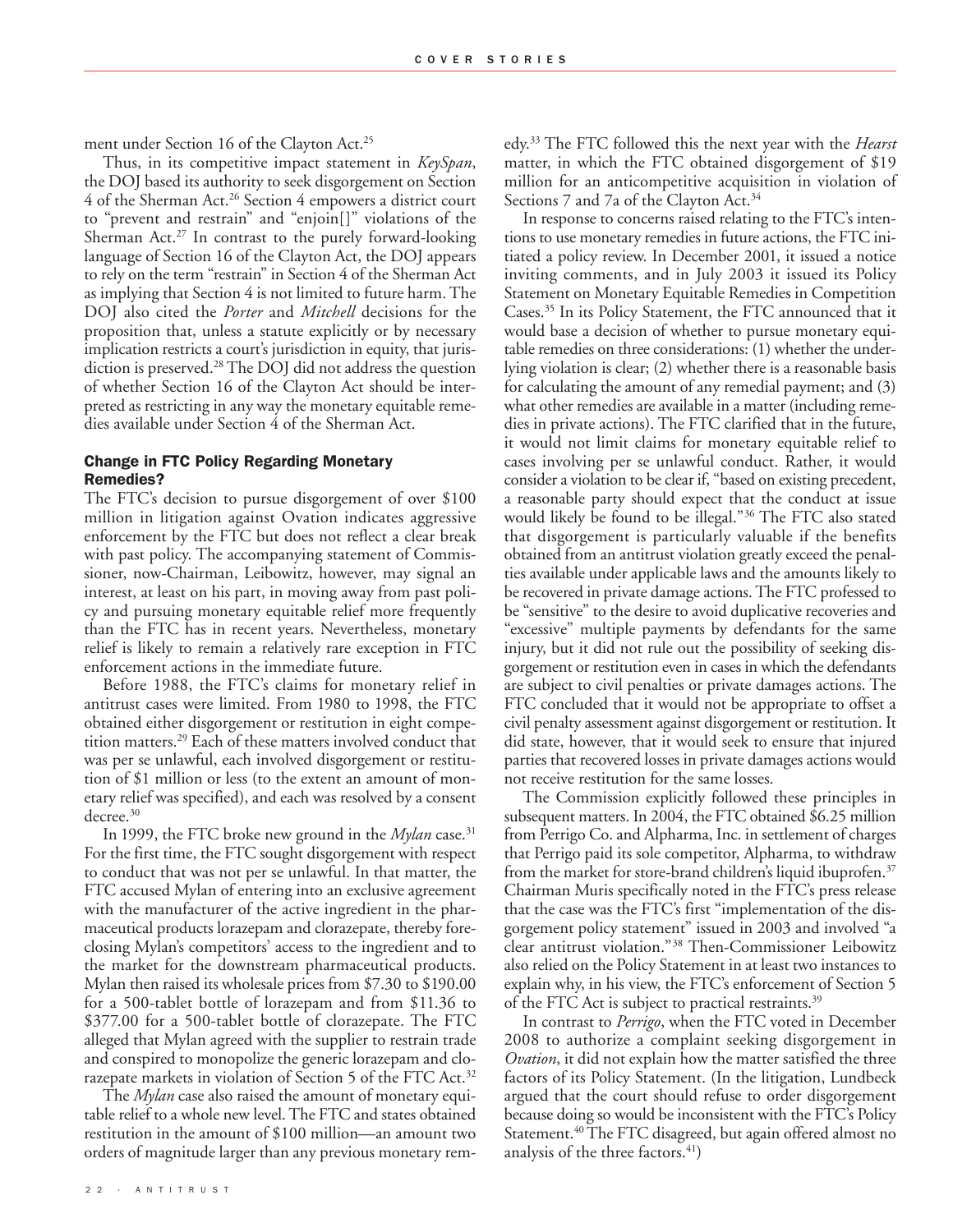ment under Section 16 of the Clayton Act.[25]

Thus, in its competitive impact statement in *KeySpan*, the DOJ based its authority to seek disgorgement on Section 4 of the Sherman Act.[26] Section 4 empowers a district court to "prevent and restrain" and "enjoin[]" violations of the Sherman Act.[27] In contrast to the purely forward-looking language of Section 16 of the Clayton Act, the DOJ appears to rely on the term "restrain" in Section 4 of the Sherman Act as implying that Section 4 is not limited to future harm. The DOJ also cited the *Porter* and *Mitchell* decisions for the proposition that, unless a statute explicitly or by necessary implication restricts a court's jurisdiction in equity, that jurisdiction is preserved.[28] The DOJ did not address the question of whether Section 16 of the Clayton Act should be interpreted as restricting in any way the monetary equitable remedies available under Section 4 of the Sherman Act.

### Change in FTC Policy Regarding Monetary Remedies?

The FTC's decision to pursue disgorgement of over $100 million in litigation against Ovation indicates aggressive enforcement by the FTC but does not reflect a clear break with past policy. The accompanying statement of Commissioner, now-Chairman, Leibowitz, however, may signal an interest, at least on his part, in moving away from past policy and pursuing monetary equitable relief more frequently than the FTC has in recent years. Nevertheless, monetary relief is likely to remain a relatively rare exception in FTC enforcement actions in the immediate future.

Before 1988, the FTC's claims for monetary relief in antitrust cases were limited. From 1980 to 1998, the FTC obtained either disgorgement or restitution in eight competition matters.[29] Each of these matters involved conduct that was per se unlawful, each involved disgorgement or restitution of $1 million or less (to the extent an amount of monetary relief was specified), and each was resolved by a consent decree.[30]

In 1999, the FTC broke new ground in the *Mylan* case.[31] For the first time, the FTC sought disgorgement with respect to conduct that was not per se unlawful. In that matter, the FTC accused Mylan of entering into an exclusive agreement with the manufacturer of the active ingredient in the pharmaceutical products lorazepam and clorazepate, thereby foreclosing Mylan's competitors' access to the ingredient and to the market for the downstream pharmaceutical products. Mylan then raised its wholesale prices from $7.30 to $190.00 for a 500-tablet bottle of lorazepam and from $11.36 to $377.00 for a 500-tablet bottle of clorazepate. The FTC alleged that Mylan agreed with the supplier to restrain trade and conspired to monopolize the generic lorazepam and clorazepate markets in violation of Section 5 of the FTC Act.[32]

The *Mylan* case also raised the amount of monetary equitable relief to a whole new level. The FTC and states obtained restitution in the amount of $100 million—an amount two orders of magnitude larger than any previous monetary remedy.[33] The FTC followed this the next year with the *Hearst* matter, in which the FTC obtained disgorgement of $19 million for an anticompetitive acquisition in violation of Sections 7 and 7a of the Clayton Act.[34]

In response to concerns raised relating to the FTC's intentions to use monetary remedies in future actions, the FTC initiated a policy review. In December 2001, it issued a notice inviting comments, and in July 2003 it issued its Policy Statement on Monetary Equitable Remedies in Competition Cases.[35] In its Policy Statement, the FTC announced that it would base a decision of whether to pursue monetary equitable remedies on three considerations: (1) whether the underlying violation is clear; (2) whether there is a reasonable basis for calculating the amount of any remedial payment; and (3) what other remedies are available in a matter (including remedies in private actions). The FTC clarified that in the future, it would not limit claims for monetary equitable relief to cases involving per se unlawful conduct. Rather, it would consider a violation to be clear if, "based on existing precedent, a reasonable party should expect that the conduct at issue would likely be found to be illegal."[36] The FTC also stated that disgorgement is particularly valuable if the benefits obtained from an antitrust violation greatly exceed the penalties available under applicable laws and the amounts likely to be recovered in private damage actions. The FTC professed to be "sensitive" to the desire to avoid duplicative recoveries and "excessive" multiple payments by defendants for the same injury, but it did not rule out the possibility of seeking disgorgement or restitution even in cases in which the defendants are subject to civil penalties or private damages actions. The FTC concluded that it would not be appropriate to offset a civil penalty assessment against disgorgement or restitution. It did state, however, that it would seek to ensure that injured parties that recovered losses in private damages actions would not receive restitution for the same losses.

The Commission explicitly followed these principles in subsequent matters. In 2004, the FTC obtained $6.25 million from Perrigo Co. and Alpharma, Inc. in settlement of charges that Perrigo paid its sole competitor, Alpharma, to withdraw from the market for store-brand children's liquid ibuprofen.[37] Chairman Muris specifically noted in the FTC's press release that the case was the FTC's first "implementation of the disgorgement policy statement" issued in 2003 and involved "a clear antitrust violation."[38] Then-Commissioner Leibowitz also relied on the Policy Statement in at least two instances to explain why, in his view, the FTC's enforcement of Section 5 of the FTC Act is subject to practical restraints.[39]

In contrast to *Perrigo*, when the FTC voted in December 2008 to authorize a complaint seeking disgorgement in *Ovation*, it did not explain how the matter satisfied the three factors of its Policy Statement. (In the litigation, Lundbeck argued that the court should refuse to order disgorgement because doing so would be inconsistent with the FTC's Policy Statement.[40] The FTC disagreed, but again offered almost no analysis of the three factors.[41])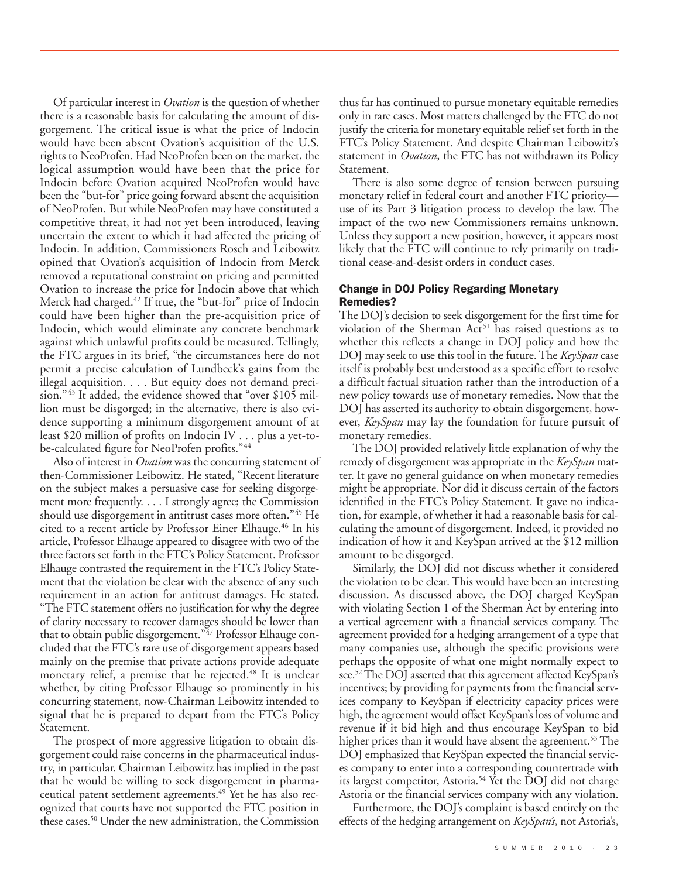Of particular interest in *Ovation* is the question of whether there is a reasonable basis for calculating the amount of disgorgement. The critical issue is what the price of Indocin would have been absent Ovation's acquisition of the U.S. rights to NeoProfen. Had NeoProfen been on the market, the logical assumption would have been that the price for Indocin before Ovation acquired NeoProfen would have been the "but-for" price going forward absent the acquisition of NeoProfen. But while NeoProfen may have constituted a competitive threat, it had not yet been introduced, leaving uncertain the extent to which it had affected the pricing of Indocin. In addition, Commissioners Rosch and Leibowitz opined that Ovation's acquisition of Indocin from Merck removed a reputational constraint on pricing and permitted Ovation to increase the price for Indocin above that which Merck had charged.[42] If true, the "but-for" price of Indocin could have been higher than the pre-acquisition price of Indocin, which would eliminate any concrete benchmark against which unlawful profits could be measured. Tellingly, the FTC argues in its brief, "the circumstances here do not permit a precise calculation of Lundbeck's gains from the illegal acquisition. . . . But equity does not demand precision."[43] It added, the evidence showed that "over $105 million must be disgorged; in the alternative, there is also evidence supporting a minimum disgorgement amount of at least $20 million of profits on Indocin IV . . . plus a yet-to-be-calculated figure for NeoProfen profits."[44]

Also of interest in *Ovation* was the concurring statement of then-Commissioner Leibowitz. He stated, "Recent literature on the subject makes a persuasive case for seeking disgorgement more frequently. . . . I strongly agree; the Commission should use disgorgement in antitrust cases more often."[45] He cited to a recent article by Professor Einer Elhauge.[46] In his article, Professor Elhauge appeared to disagree with two of the three factors set forth in the FTC's Policy Statement. Professor Elhauge contrasted the requirement in the FTC's Policy Statement that the violation be clear with the absence of any such requirement in an action for antitrust damages. He stated, "The FTC statement offers no justification for why the degree of clarity necessary to recover damages should be lower than that to obtain public disgorgement."[47] Professor Elhauge concluded that the FTC's rare use of disgorgement appears based mainly on the premise that private actions provide adequate monetary relief, a premise that he rejected.[48] It is unclear whether, by citing Professor Elhauge so prominently in his concurring statement, now-Chairman Leibowitz intended to signal that he is prepared to depart from the FTC's Policy Statement.

The prospect of more aggressive litigation to obtain disgorgement could raise concerns in the pharmaceutical industry, in particular. Chairman Leibowitz has implied in the past that he would be willing to seek disgorgement in pharmaceutical patent settlement agreements.[49] Yet he has also recognized that courts have not supported the FTC position in these cases.[50] Under the new administration, the Commission thus far has continued to pursue monetary equitable remedies only in rare cases. Most matters challenged by the FTC do not justify the criteria for monetary equitable relief set forth in the FTC's Policy Statement. And despite Chairman Leibowitz's statement in *Ovation*, the FTC has not withdrawn its Policy Statement.

There is also some degree of tension between pursuing monetary relief in federal court and another FTC priority—use of its Part 3 litigation process to develop the law. The impact of the two new Commissioners remains unknown. Unless they support a new position, however, it appears most likely that the FTC will continue to rely primarily on traditional cease-and-desist orders in conduct cases.

### Change in DOJ Policy Regarding Monetary Remedies?

The DOJ's decision to seek disgorgement for the first time for violation of the Sherman Act[51] has raised questions as to whether this reflects a change in DOJ policy and how the DOJ may seek to use this tool in the future. The *KeySpan* case itself is probably best understood as a specific effort to resolve a difficult factual situation rather than the introduction of a new policy towards use of monetary remedies. Now that the DOJ has asserted its authority to obtain disgorgement, however, *KeySpan* may lay the foundation for future pursuit of monetary remedies.

The DOJ provided relatively little explanation of why the remedy of disgorgement was appropriate in the *KeySpan* matter. It gave no general guidance on when monetary remedies might be appropriate. Nor did it discuss certain of the factors identified in the FTC's Policy Statement. It gave no indication, for example, of whether it had a reasonable basis for calculating the amount of disgorgement. Indeed, it provided no indication of how it and KeySpan arrived at the $12 million amount to be disgorged.

Similarly, the DOJ did not discuss whether it considered the violation to be clear. This would have been an interesting discussion. As discussed above, the DOJ charged KeySpan with violating Section 1 of the Sherman Act by entering into a vertical agreement with a financial services company. The agreement provided for a hedging arrangement of a type that many companies use, although the specific provisions were perhaps the opposite of what one might normally expect to see.[52] The DOJ asserted that this agreement affected KeySpan's incentives; by providing for payments from the financial services company to KeySpan if electricity capacity prices were high, the agreement would offset KeySpan's loss of volume and revenue if it bid high and thus encourage KeySpan to bid higher prices than it would have absent the agreement.[53] The DOJ emphasized that KeySpan expected the financial services company to enter into a corresponding countertrade with its largest competitor, Astoria.[54] Yet the DOJ did not charge Astoria or the financial services company with any violation.

Furthermore, the DOJ's complaint is based entirely on the effects of the hedging arrangement on *KeySpan's*, not Astoria's,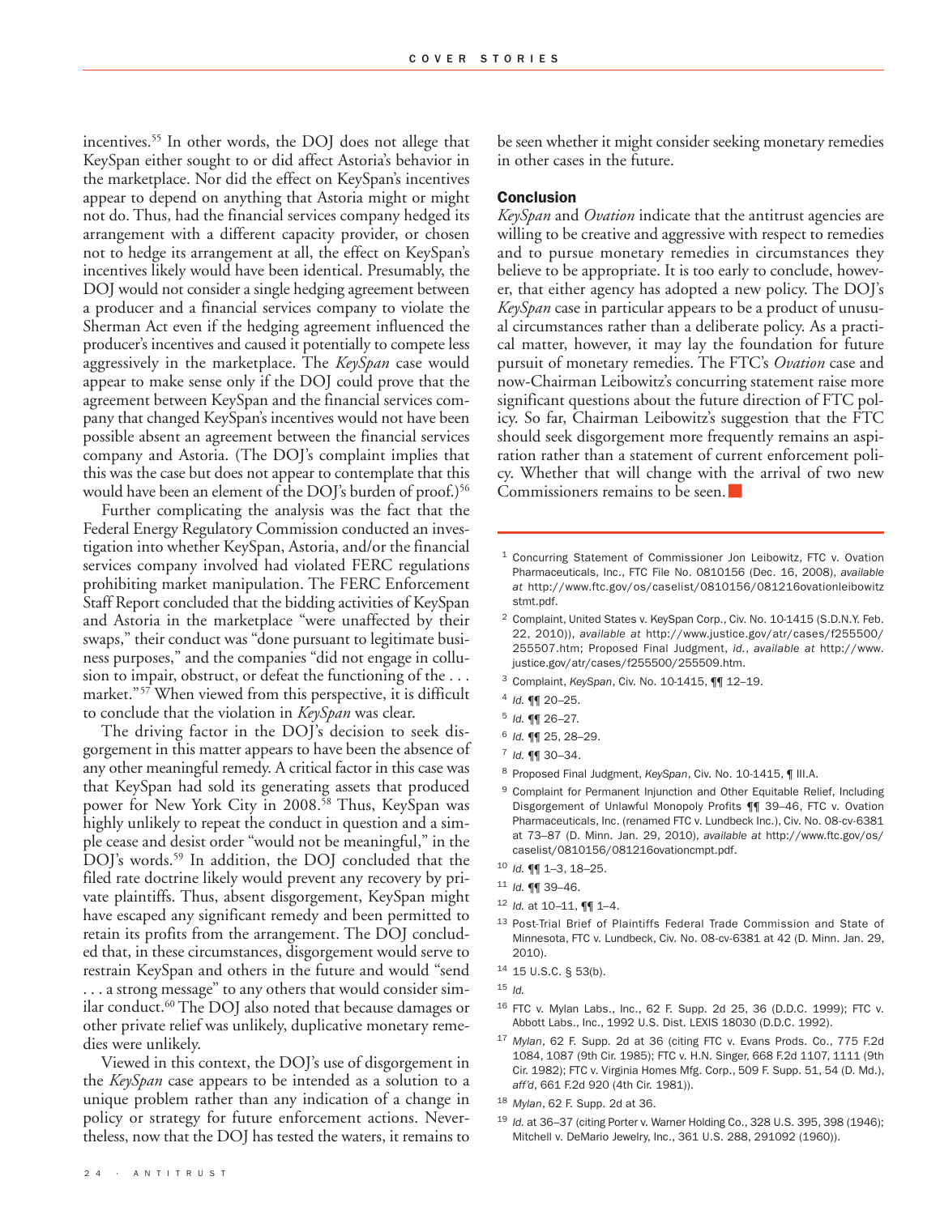incentives.[55] In other words, the DOJ does not allege that KeySpan either sought to or did affect Astoria's behavior in the marketplace. Nor did the effect on KeySpan's incentives appear to depend on anything that Astoria might or might not do. Thus, had the financial services company hedged its arrangement with a different capacity provider, or chosen not to hedge its arrangement at all, the effect on KeySpan's incentives likely would have been identical. Presumably, the DOJ would not consider a single hedging agreement between a producer and a financial services company to violate the Sherman Act even if the hedging agreement influenced the producer's incentives and caused it potentially to compete less aggressively in the marketplace. The *KeySpan* case would appear to make sense only if the DOJ could prove that the agreement between KeySpan and the financial services company that changed KeySpan's incentives would not have been possible absent an agreement between the financial services company and Astoria. (The DOJ's complaint implies that this was the case but does not appear to contemplate that this would have been an element of the DOJ's burden of proof.)[56]

Further complicating the analysis was the fact that the Federal Energy Regulatory Commission conducted an investigation into whether KeySpan, Astoria, and/or the financial services company involved had violated FERC regulations prohibiting market manipulation. The FERC Enforcement Staff Report concluded that the bidding activities of KeySpan and Astoria in the marketplace "were unaffected by their swaps," their conduct was "done pursuant to legitimate business purposes," and the companies "did not engage in collusion to impair, obstruct, or defeat the functioning of the . . . market."[57] When viewed from this perspective, it is difficult to conclude that the violation in *KeySpan* was clear.

The driving factor in the DOJ's decision to seek disgorgement in this matter appears to have been the absence of any other meaningful remedy. A critical factor in this case was that KeySpan had sold its generating assets that produced power for New York City in 2008.[58] Thus, KeySpan was highly unlikely to repeat the conduct in question and a simple cease and desist order "would not be meaningful," in the DOJ's words.[59] In addition, the DOJ concluded that the filed rate doctrine likely would prevent any recovery by private plaintiffs. Thus, absent disgorgement, KeySpan might have escaped any significant remedy and been permitted to retain its profits from the arrangement. The DOJ concluded that, in these circumstances, disgorgement would serve to restrain KeySpan and others in the future and would "send . . . a strong message" to any others that would consider similar conduct.[60] The DOJ also noted that because damages or other private relief was unlikely, duplicative monetary remedies were unlikely.

Viewed in this context, the DOJ's use of disgorgement in the *KeySpan* case appears to be intended as a solution to a unique problem rather than any indication of a change in policy or strategy for future enforcement actions. Nevertheless, now that the DOJ has tested the waters, it remains to be seen whether it might consider seeking monetary remedies in other cases in the future.

## Conclusion

*KeySpan* and *Ovation* indicate that the antitrust agencies are willing to be creative and aggressive with respect to remedies and to pursue monetary remedies in circumstances they believe to be appropriate. It is too early to conclude, however, that either agency has adopted a new policy. The DOJ's *KeySpan* case in particular appears to be a product of unusual circumstances rather than a deliberate policy. As a practical matter, however, it may lay the foundation for future pursuit of monetary remedies. The FTC's *Ovation* case and now-Chairman Leibowitz's concurring statement raise more significant questions about the future direction of FTC policy. So far, Chairman Leibowitz's suggestion that the FTC should seek disgorgement more frequently remains an aspiration rather than a statement of current enforcement policy. Whether that will change with the arrival of two new Commissioners remains to be seen. ■

---

1 Concurring Statement of Commissioner Jon Leibowitz, FTC v. Ovation Pharmaceuticals, Inc., FTC File No. 0810156 (Dec. 16, 2008), *available at* http://www.ftc.gov/os/caselist/0810156/081216ovationleibowitzstmt.pdf.

2 Complaint, United States v. KeySpan Corp., Civ. No. 10-1415 (S.D.N.Y. Feb. 22, 2010)), *available at* http://www.justice.gov/atr/cases/f255500/255507.htm; Proposed Final Judgment, *id.*, *available at* http://www.justice.gov/atr/cases/f255500/255509.htm.

3 Complaint, *KeySpan*, Civ. No. 10-1415, ¶¶ 12–19.

4 *Id.* ¶¶ 20–25.

5 *Id.* ¶¶ 26–27.

6 *Id.* ¶¶ 25, 28–29.

7 *Id.* ¶¶ 30–34.

8 Proposed Final Judgment, *KeySpan*, Civ. No. 10-1415, ¶ III.A.

9 Complaint for Permanent Injunction and Other Equitable Relief, Including Disgorgement of Unlawful Monopoly Profits ¶¶ 39–46, FTC v. Ovation Pharmaceuticals, Inc. (renamed FTC v. Lundbeck Inc.), Civ. No. 08-cv-6381 at 73–87 (D. Minn. Jan. 29, 2010), *available at* http://www.ftc.gov/os/caselist/0810156/081216ovationcmpt.pdf.

10 *Id.* ¶¶ 1–3, 18–25.

11 *Id.* ¶¶ 39–46.

12 *Id.* at 10–11, ¶¶ 1–4.

13 Post-Trial Brief of Plaintiffs Federal Trade Commission and State of Minnesota, FTC v. Lundbeck, Civ. No. 08-cv-6381 at 42 (D. Minn. Jan. 29, 2010).

14 15 U.S.C. § 53(b).

15 *Id.*

16 FTC v. Mylan Labs., Inc., 62 F. Supp. 2d 25, 36 (D.D.C. 1999); FTC v. Abbott Labs., Inc., 1992 U.S. Dist. LEXIS 18030 (D.D.C. 1992).

17 *Mylan*, 62 F. Supp. 2d at 36 (citing FTC v. Evans Prods. Co., 775 F.2d 1084, 1087 (9th Cir. 1985); FTC v. H.N. Singer, 668 F.2d 1107, 1111 (9th Cir. 1982); FTC v. Virginia Homes Mfg. Corp., 509 F. Supp. 51, 54 (D. Md.), *aff'd*, 661 F.2d 920 (4th Cir. 1981)).

18 *Mylan*, 62 F. Supp. 2d at 36.

19 *Id.* at 36–37 (citing Porter v. Warner Holding Co., 328 U.S. 395, 398 (1946); Mitchell v. DeMario Jewelry, Inc., 361 U.S. 288, 291092 (1960)).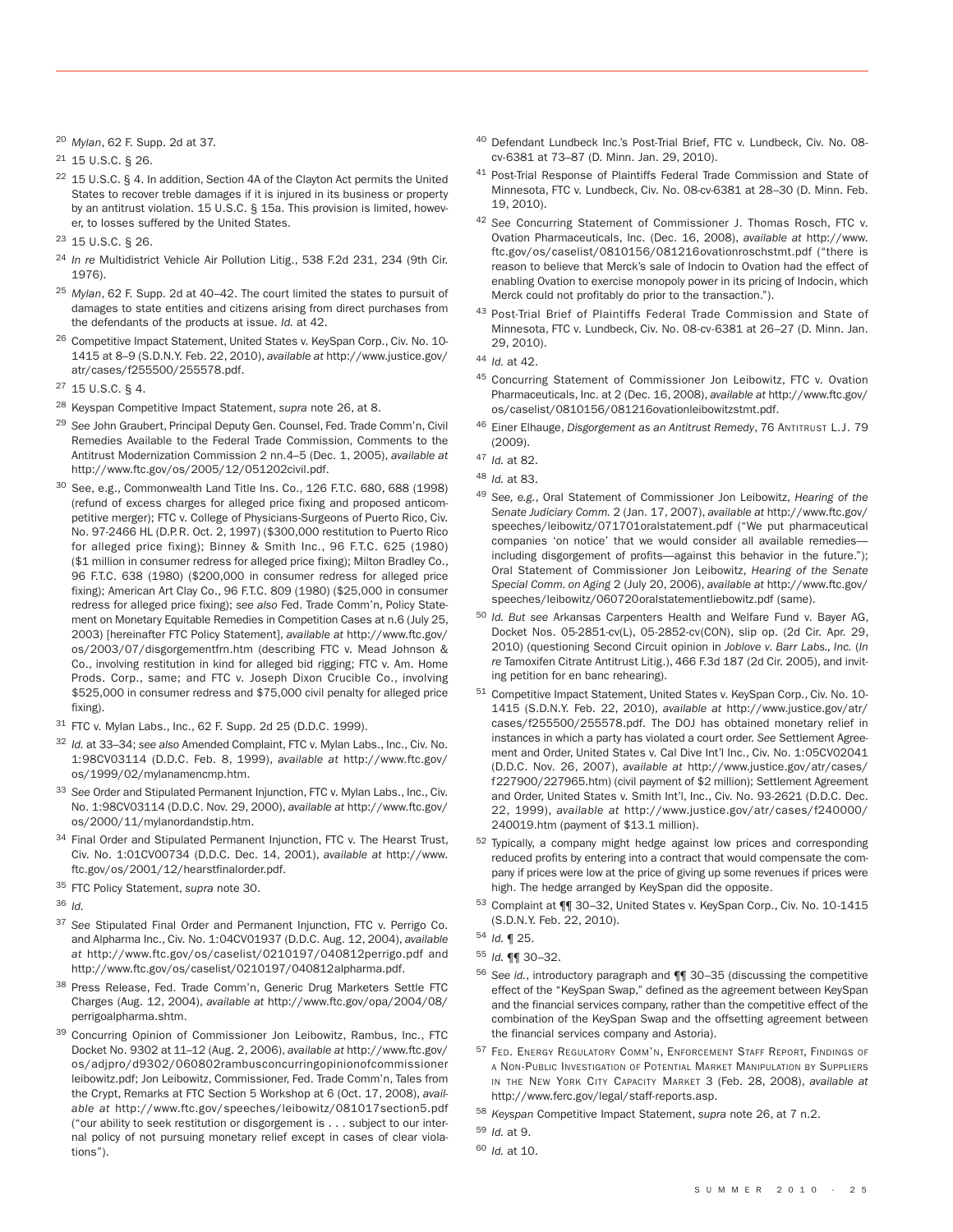[20] *Mylan*, 62 F. Supp. 2d at 37.

[21] 15 U.S.C. § 26.

[22] 15 U.S.C. § 4. In addition, Section 4A of the Clayton Act permits the United States to recover treble damages if it is injured in its business or property by an antitrust violation. 15 U.S.C. § 15a. This provision is limited, however, to losses suffered by the United States.

[23] 15 U.S.C. § 26.

[24] *In re* Multidistrict Vehicle Air Pollution Litig., 538 F.2d 231, 234 (9th Cir. 1976).

[25] *Mylan*, 62 F. Supp. 2d at 40–42. The court limited the states to pursuit of damages to state entities and citizens arising from direct purchases from the defendants of the products at issue. *Id.* at 42.

[26] Competitive Impact Statement, United States v. KeySpan Corp., Civ. No. 10-1415 at 8–9 (S.D.N.Y. Feb. 22, 2010), *available at* http://www.justice.gov/atr/cases/f255500/255578.pdf.

[27] 15 U.S.C. § 4.

[28] Keyspan Competitive Impact Statement, *supra* note 26, at 8.

[29] *See* John Graubert, Principal Deputy Gen. Counsel, Fed. Trade Comm'n, Civil Remedies Available to the Federal Trade Commission, Comments to the Antitrust Modernization Commission 2 nn.4–5 (Dec. 1, 2005), *available at* http://www.ftc.gov/os/2005/12/051202civil.pdf.

[30] See, e.g., Commonwealth Land Title Ins. Co., 126 F.T.C. 680, 688 (1998) (refund of excess charges for alleged price fixing and proposed anticompetitive merger); FTC v. College of Physicians-Surgeons of Puerto Rico, Civ. No. 97-2466 HL (D.P.R. Oct. 2, 1997) ($300,000 restitution to Puerto Rico for alleged price fixing); Binney & Smith Inc., 96 F.T.C. 625 (1980) ($1 million in consumer redress for alleged price fixing); Milton Bradley Co., 96 F.T.C. 638 (1980) ($200,000 in consumer redress for alleged price fixing); American Art Clay Co., 96 F.T.C. 809 (1980) ($25,000 in consumer redress for alleged price fixing); *see also* Fed. Trade Comm'n, Policy Statement on Monetary Equitable Remedies in Competition Cases at n.6 (July 25, 2003) [hereinafter FTC Policy Statement], *available at* http://www.ftc.gov/os/2003/07/disgorgementfrn.htm (describing FTC v. Mead Johnson & Co., involving restitution in kind for alleged bid rigging; FTC v. Am. Home Prods. Corp., same; and FTC v. Joseph Dixon Crucible Co., involving $525,000 in consumer redress and $75,000 civil penalty for alleged price fixing).

[31] FTC v. Mylan Labs., Inc., 62 F. Supp. 2d 25 (D.D.C. 1999).

[32] *Id.* at 33–34; *see also* Amended Complaint, FTC v. Mylan Labs., Inc., Civ. No. 1:98CV03114 (D.D.C. Feb. 8, 1999), *available at* http://www.ftc.gov/os/1999/02/mylanamencmp.htm.

[33] *See* Order and Stipulated Permanent Injunction, FTC v. Mylan Labs., Inc., Civ. No. 1:98CV03114 (D.D.C. Nov. 29, 2000), *available at* http://www.ftc.gov/os/2000/11/mylanordandstip.htm.

[34] Final Order and Stipulated Permanent Injunction, FTC v. The Hearst Trust, Civ. No. 1:01CV00734 (D.D.C. Dec. 14, 2001), *available at* http://www.ftc.gov/os/2001/12/hearstfinalorder.pdf.

[35] FTC Policy Statement, *supra* note 30.

[36] *Id.*

[37] *See* Stipulated Final Order and Permanent Injunction, FTC v. Perrigo Co. and Alpharma Inc., Civ. No. 1:04CV01937 (D.D.C. Aug. 12, 2004), *available at* http://www.ftc.gov/os/caselist/0210197/040812perrigo.pdf and http://www.ftc.gov/os/caselist/0210197/040812alpharma.pdf.

[38] Press Release, Fed. Trade Comm'n, Generic Drug Marketers Settle FTC Charges (Aug. 12, 2004), *available at* http://www.ftc.gov/opa/2004/08/perrigoalpharma.shtm.

[39] Concurring Opinion of Commissioner Jon Leibowitz, Rambus, Inc., FTC Docket No. 9302 at 11–12 (Aug. 2, 2006), *available at* http://www.ftc.gov/os/adjpro/d9302/060802rambusconcurringopinionofcommissionerleibowitz.pdf; Jon Leibowitz, Commissioner, Fed. Trade Comm'n, Tales from the Crypt, Remarks at FTC Section 5 Workshop at 6 (Oct. 17, 2008), *available at* http://www.ftc.gov/speeches/leibowitz/081017section5.pdf ("our ability to seek restitution or disgorgement is . . . subject to our internal policy of not pursuing monetary relief except in cases of clear violations").

[40] Defendant Lundbeck Inc.'s Post-Trial Brief, FTC v. Lundbeck, Civ. No. 08-cv-6381 at 73–87 (D. Minn. Jan. 29, 2010).

[41] Post-Trial Response of Plaintiffs Federal Trade Commission and State of Minnesota, FTC v. Lundbeck, Civ. No. 08-cv-6381 at 28–30 (D. Minn. Feb. 19, 2010).

[42] *See* Concurring Statement of Commissioner J. Thomas Rosch, FTC v. Ovation Pharmaceuticals, Inc. (Dec. 16, 2008), *available at* http://www.ftc.gov/os/caselist/0810156/081216ovationroschstmt.pdf ("there is reason to believe that Merck's sale of Indocin to Ovation had the effect of enabling Ovation to exercise monopoly power in its pricing of Indocin, which Merck could not profitably do prior to the transaction.").

[43] Post-Trial Brief of Plaintiffs Federal Trade Commission and State of Minnesota, FTC v. Lundbeck, Civ. No. 08-cv-6381 at 26–27 (D. Minn. Jan. 29, 2010).

[44] *Id.* at 42.

[45] Concurring Statement of Commissioner Jon Leibowitz, FTC v. Ovation Pharmaceuticals, Inc. at 2 (Dec. 16, 2008), *available at* http://www.ftc.gov/os/caselist/0810156/081216ovationleibowitzstmt.pdf.

[46] Einer Elhauge, *Disgorgement as an Antitrust Remedy*, 76 ANTITRUST L.J. 79 (2009).

[47] *Id.* at 82.

[48] *Id.* at 83.

[49] *See, e.g.*, Oral Statement of Commissioner Jon Leibowitz, *Hearing of the Senate Judiciary Comm.* 2 (Jan. 17, 2007), *available at* http://www.ftc.gov/speeches/leibowitz/071701oralstatement.pdf ("We put pharmaceutical companies 'on notice' that we would consider all available remedies—including disgorgement of profits—against this behavior in the future."); Oral Statement of Commissioner Jon Leibowitz, *Hearing of the Senate Special Comm. on Aging* 2 (July 20, 2006), *available at* http://www.ftc.gov/speeches/leibowitz/060720oralstatementliebowitz.pdf (same).

[50] *Id. But see* Arkansas Carpenters Health and Welfare Fund v. Bayer AG, Docket Nos. 05-2851-cv(L), 05-2852-cv(CON), slip op. (2d Cir. Apr. 29, 2010) (questioning Second Circuit opinion in *Joblove v. Barr Labs., Inc.* (*In re* Tamoxifen Citrate Antitrust Litig.), 466 F.3d 187 (2d Cir. 2005), and inviting petition for en banc rehearing).

[51] Competitive Impact Statement, United States v. KeySpan Corp., Civ. No. 10-1415 (S.D.N.Y. Feb. 22, 2010), *available at* http://www.justice.gov/atr/cases/f255500/255578.pdf. The DOJ has obtained monetary relief in instances in which a party has violated a court order. *See* Settlement Agreement and Order, United States v. Cal Dive Int'l Inc., Civ. No. 1:05CV02041 (D.D.C. Nov. 26, 2007), *available at* http://www.justice.gov/atr/cases/f227900/227965.htm) (civil payment of $2 million); Settlement Agreement and Order, United States v. Smith Int'l, Inc., Civ. No. 93-2621 (D.D.C. Dec. 22, 1999), *available at* http://www.justice.gov/atr/cases/f240000/240019.htm (payment of $13.1 million).

[52] Typically, a company might hedge against low prices and corresponding reduced profits by entering into a contract that would compensate the company if prices were low at the price of giving up some revenues if prices were high. The hedge arranged by KeySpan did the opposite.

[53] Complaint at ¶¶ 30–32, United States v. KeySpan Corp., Civ. No. 10-1415 (S.D.N.Y. Feb. 22, 2010).

[54] *Id.* ¶ 25.

[55] *Id.* ¶¶ 30–32.

[56] *See id.*, introductory paragraph and ¶¶ 30–35 (discussing the competitive effect of the "KeySpan Swap," defined as the agreement between KeySpan and the financial services company, rather than the competitive effect of the combination of the KeySpan Swap and the offsetting agreement between the financial services company and Astoria).

[57] FED. ENERGY REGULATORY COMM'N, ENFORCEMENT STAFF REPORT, FINDINGS OF A NON-PUBLIC INVESTIGATION OF POTENTIAL MARKET MANIPULATION BY SUPPLIERS IN THE NEW YORK CITY CAPACITY MARKET 3 (Feb. 28, 2008), *available at* http://www.ferc.gov/legal/staff-reports.asp.

[58] *Keyspan* Competitive Impact Statement, *supra* note 26, at 7 n.2.

[59] *Id.* at 9.

[60] *Id.* at 10.